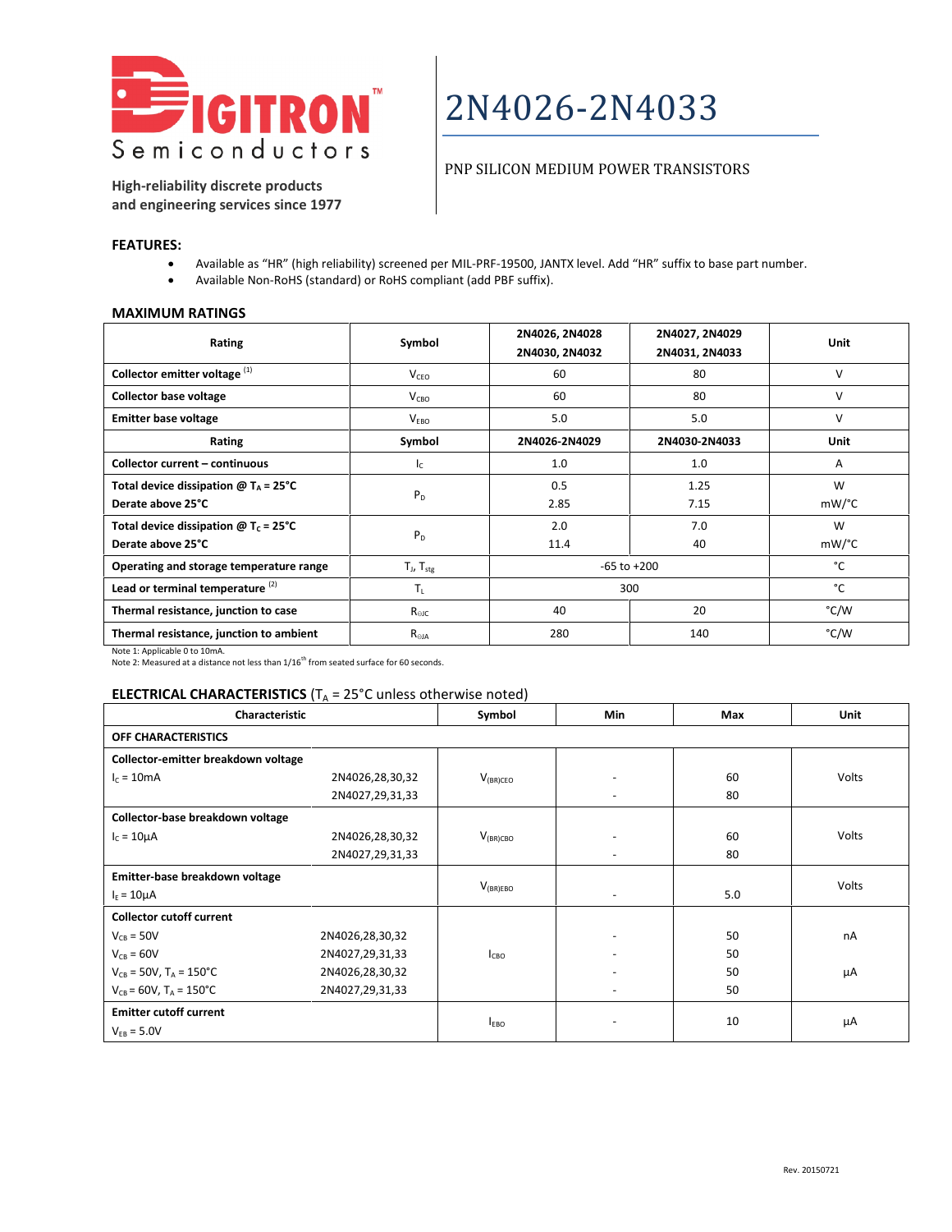# 2N4026-2N4033

PNP SILICON MEDIUM POWER TRANSISTORS

**DIGITRON Semiconductors**

**High-reliability discrete products and engineering services since 1977**

## FEATURES:

- Available as "HR" (high reliability) screened per MIL-PRF-19500, JANTX level. Add "HR" suffix to base part number.
- Available Non-RoHS (standard) or RoHS compliant (add PBF suffix).

## MAXIMUM RATINGS

| Rating | Symbol | 2N4026, 2N4028 2N4030, 2N4032 | 2N4027, 2N4029 2N4031, 2N4033 | Unit |
|---|---|---|---|---|
| **Collector emitter voltage** [(1)] | $V_{CEO}$ | 60 | 80 | V |
| **Collector base voltage** | $V_{CBO}$ | 60 | 80 | V |
| **Emitter base voltage** | $V_{EBO}$ | 5.0 | 5.0 | V |
| **Rating** | **Symbol** | **2N4026-2N4029** | **2N4030-2N4033** | **Unit** |
| **Collector current – continuous** | $I_C$ | 1.0 | 1.0 | A |
| **Total device dissipation @ $T_A$ = 25°C** **Derate above 25°C** | $P_D$ | 0.5 2.85 | 1.25 7.15 | W mW/°C |
| **Total device dissipation @ $T_C$ = 25°C** **Derate above 25°C** | $P_D$ | 2.0 11.4 | 7.0 40 | W mW/°C |
| **Operating and storage temperature range** | $T_J$, $T_{stg}$ | -65 to +200 | | °C |
| **Lead or terminal temperature** [(2)] | $T_L$ | 300 | | °C |
| **Thermal resistance, junction to case** | $R_{\Theta JC}$ | 40 | 20 | °C/W |
| **Thermal resistance, junction to ambient** | $R_{\Theta JA}$ | 280 | 140 | °C/W |

Note 1: Applicable 0 to 10mA.
Note 2: Measured at a distance not less than 1/16[th] from seated surface for 60 seconds.

## ELECTRICAL CHARACTERISTICS ($T_A$ = 25°C unless otherwise noted)

| Characteristic | | Symbol | Min | Max | Unit |
|---|---|---|---|---|---|
| **OFF CHARACTERISTICS** | | | | | |
| **Collector-emitter breakdown voltage** | | | | | |
| $I_C$ = 10mA | 2N4026,28,30,32 | $V_{(BR)CEO}$ | - | 60 | Volts |
| | 2N4027,29,31,33 | | - | 80 | |
| **Collector-base breakdown voltage** | | | | | |
| $I_C$ = 10µA | 2N4026,28,30,32 | $V_{(BR)CBO}$ | - | 60 | Volts |
| | 2N4027,29,31,33 | | - | 80 | |
| **Emitter-base breakdown voltage** | | | | | |
| $I_E$ = 10µA | | $V_{(BR)EBO}$ | - | 5.0 | Volts |
| **Collector cutoff current** | | | | | |
| $V_{CB}$ = 50V | 2N4026,28,30,32 | $I_{CBO}$ | - | 50 | nA |
| $V_{CB}$ = 60V | 2N4027,29,31,33 | | - | 50 | |
| $V_{CB}$ = 50V, $T_A$ = 150°C | 2N4026,28,30,32 | | - | 50 | µA |
| $V_{CB}$ = 60V, $T_A$ = 150°C | 2N4027,29,31,33 | | - | 50 | |
| **Emitter cutoff current** | | | | | |
| $V_{EB}$ = 5.0V | | $I_{EBO}$ | - | 10 | µA |

Rev. 20150721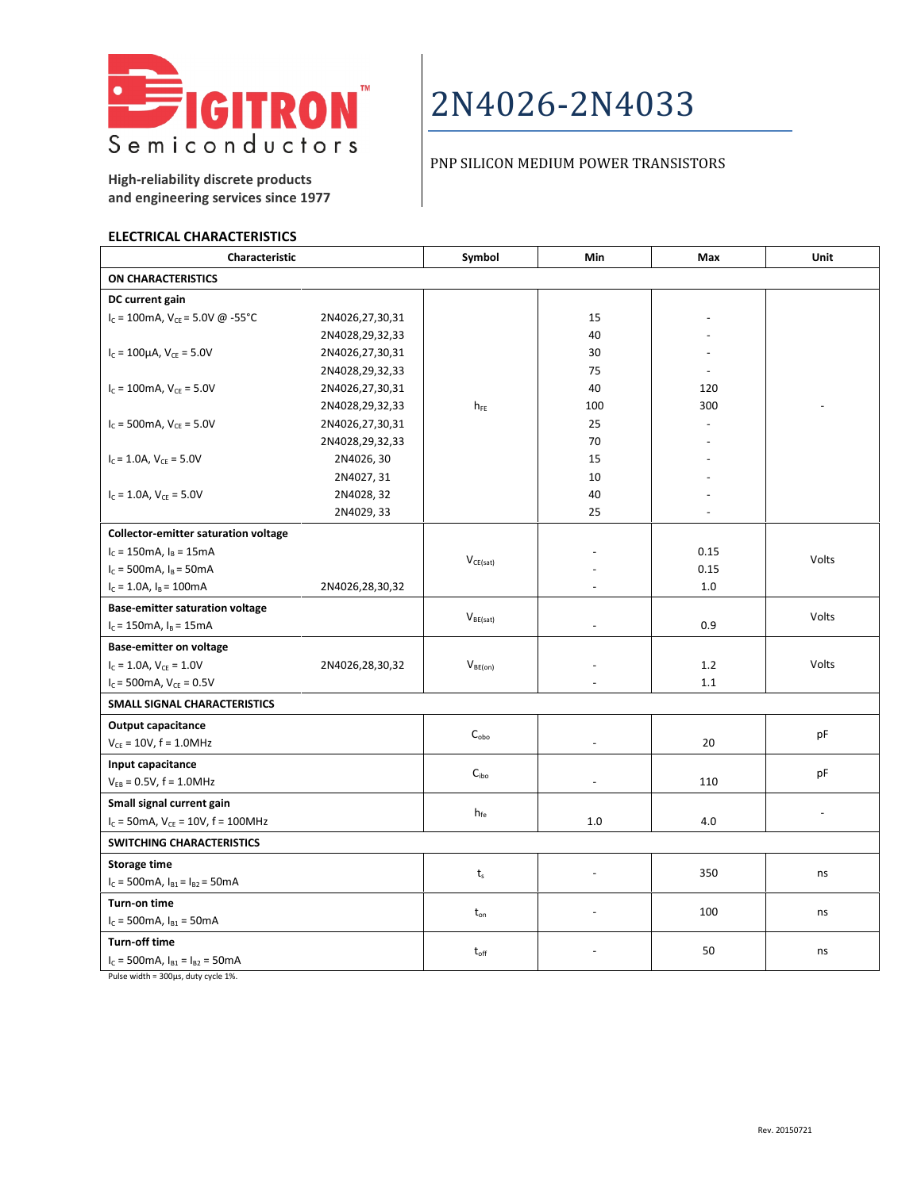# 2N4026-2N4033

PNP SILICON MEDIUM POWER TRANSISTORS

**High-reliability discrete products and engineering services since 1977**

## ELECTRICAL CHARACTERISTICS

| Characteristic | | Symbol | Min | Max | Unit |
|---|---|---|---|---|---|
| **ON CHARACTERISTICS** | | | | | |
| **DC current gain** | | | | | |
| $I_C$ = 100mA, $V_{CE}$ = 5.0V @ -55°C | 2N4026,27,30,31 | | 15 | - | |
| | 2N4028,29,32,33 | | 40 | - | |
| $I_C$ = 100µA, $V_{CE}$ = 5.0V | 2N4026,27,30,31 | | 30 | - | |
| | 2N4028,29,32,33 | | 75 | - | |
| $I_C$ = 100mA, $V_{CE}$ = 5.0V | 2N4026,27,30,31 | | 40 | 120 | |
| | 2N4028,29,32,33 | $h_{FE}$ | 100 | 300 | - |
| $I_C$ = 500mA, $V_{CE}$ = 5.0V | 2N4026,27,30,31 | | 25 | - | |
| | 2N4028,29,32,33 | | 70 | - | |
| $I_C$ = 1.0A, $V_{CE}$ = 5.0V | 2N4026, 30 | | 15 | - | |
| | 2N4027, 31 | | 10 | - | |
| $I_C$ = 1.0A, $V_{CE}$ = 5.0V | 2N4028, 32 | | 40 | - | |
| | 2N4029, 33 | | 25 | - | |
| **Collector-emitter saturation voltage** | | | | | |
| $I_C$ = 150mA, $I_B$ = 15mA | | | - | 0.15 | |
| $I_C$ = 500mA, $I_B$ = 50mA | | $V_{CE(sat)}$ | - | 0.15 | Volts |
| $I_C$ = 1.0A, $I_B$ = 100mA | 2N4026,28,30,32 | | - | 1.0 | |
| **Base-emitter saturation voltage** | | | | | |
| $I_C$ = 150mA, $I_B$ = 15mA | | $V_{BE(sat)}$ | - | 0.9 | Volts |
| **Base-emitter on voltage** | | | | | |
| $I_C$ = 1.0A, $V_{CE}$ = 1.0V | 2N4026,28,30,32 | $V_{BE(on)}$ | - | 1.2 | Volts |
| $I_C$ = 500mA, $V_{CE}$ = 0.5V | | | - | 1.1 | |
| **SMALL SIGNAL CHARACTERISTICS** | | | | | |
| **Output capacitance** | | | | | |
| $V_{CE}$ = 10V, f = 1.0MHz | | $C_{obo}$ | - | 20 | pF |
| **Input capacitance** | | | | | |
| $V_{EB}$ = 0.5V, f = 1.0MHz | | $C_{ibo}$ | - | 110 | pF |
| **Small signal current gain** | | | | | |
| $I_C$ = 50mA, $V_{CE}$ = 10V, f = 100MHz | | $h_{fe}$ | 1.0 | 4.0 | - |
| **SWITCHING CHARACTERISTICS** | | | | | |
| **Storage time** | | | | | |
| $I_C$ = 500mA, $I_{B1}$ = $I_{B2}$ = 50mA | | $t_s$ | - | 350 | ns |
| **Turn-on time** | | | | | |
| $I_C$ = 500mA, $I_{B1}$ = 50mA | | $t_{on}$ | - | 100 | ns |
| **Turn-off time** | | | | | |
| $I_C$ = 500mA, $I_{B1}$ = $I_{B2}$ = 50mA | | $t_{off}$ | - | 50 | ns |

Pulse width = 300µs, duty cycle 1%.

Rev. 20150721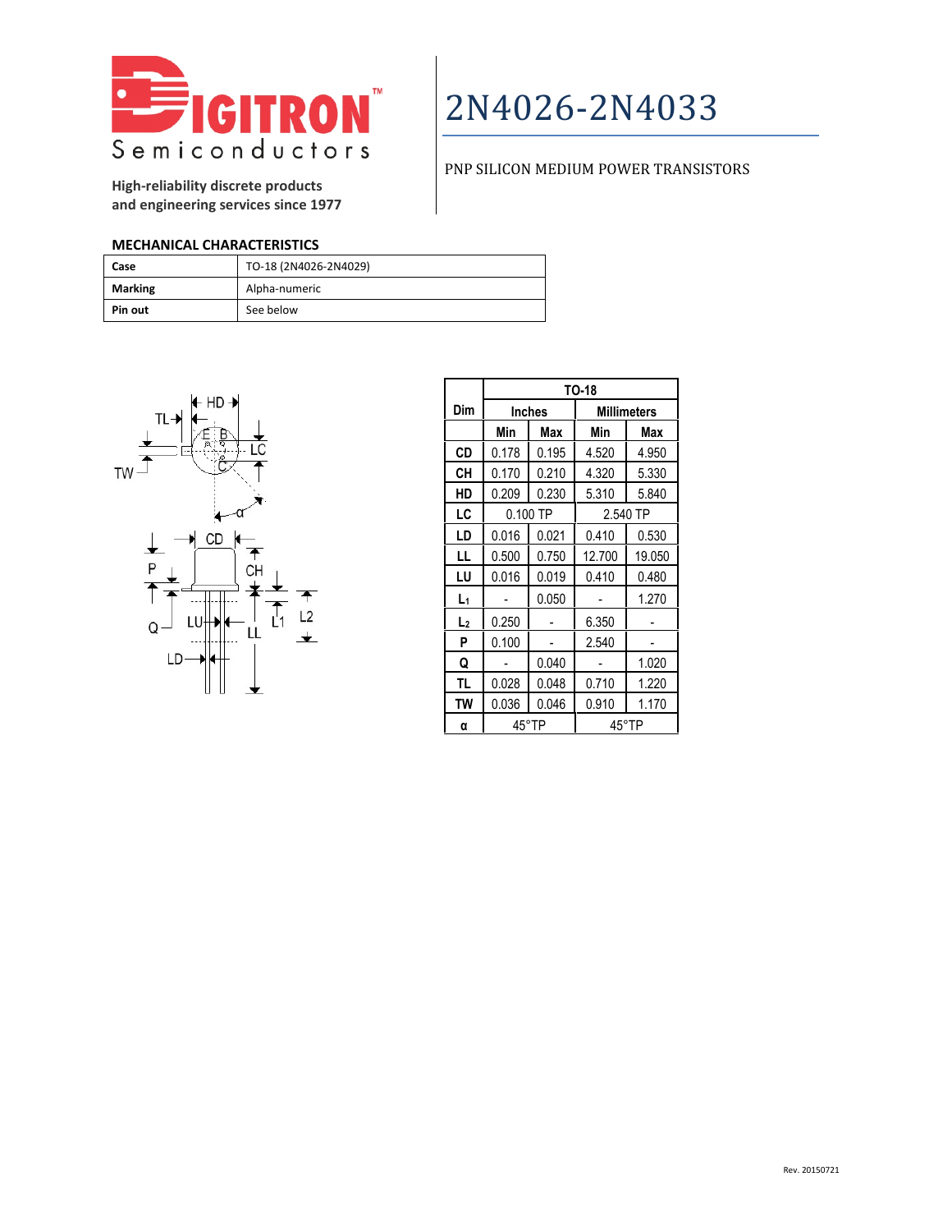High-reliability discrete products
and engineering services since 1977

# 2N4026-2N4033

PNP SILICON MEDIUM POWER TRANSISTORS

## MECHANICAL CHARACTERISTICS

| | |
|---|---|
| **Case** | TO-18 (2N4026-2N4029) |
| **Marking** | Alpha-numeric |
| **Pin out** | See below |

| Dim | TO-18 | | | |
|---|---|---|---|---|
| | Inches | | Millimeters | |
| | Min | Max | Min | Max |
| CD | 0.178 | 0.195 | 4.520 | 4.950 |
| CH | 0.170 | 0.210 | 4.320 | 5.330 |
| HD | 0.209 | 0.230 | 5.310 | 5.840 |
| LC | 0.100 TP | | 2.540 TP | |
| LD | 0.016 | 0.021 | 0.410 | 0.530 |
| LL | 0.500 | 0.750 | 12.700 | 19.050 |
| LU | 0.016 | 0.019 | 0.410 | 0.480 |
| $L_1$ | - | 0.050 | - | 1.270 |
| $L_2$ | 0.250 | - | 6.350 | - |
| P | 0.100 | - | 2.540 | - |
| Q | - | 0.040 | - | 1.020 |
| TL | 0.028 | 0.048 | 0.710 | 1.220 |
| TW | 0.036 | 0.046 | 0.910 | 1.170 |
| α | 45°TP | | 45°TP | |

Rev. 20150721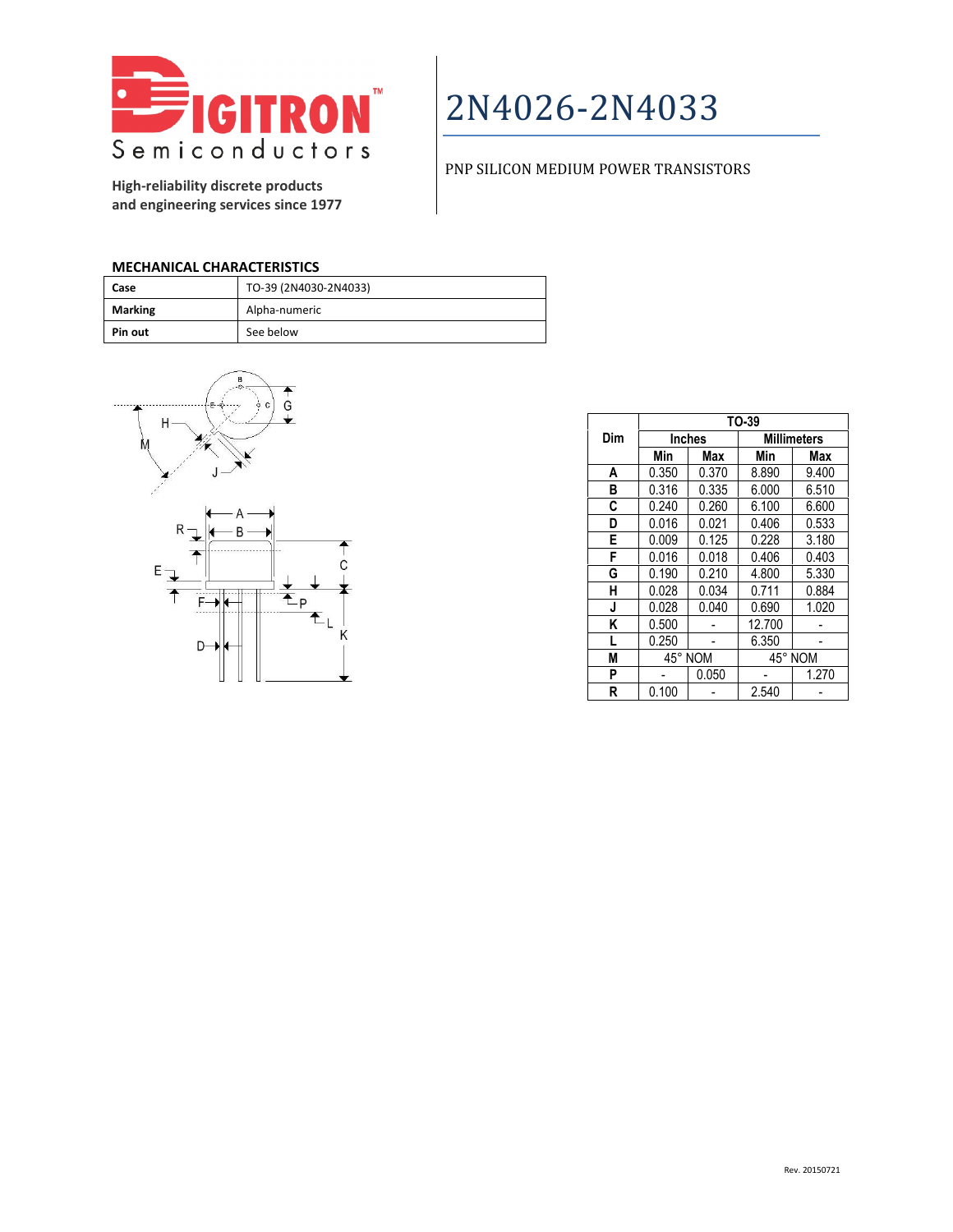# 2N4026-2N4033

PNP SILICON MEDIUM POWER TRANSISTORS

High-reliability discrete products and engineering services since 1977

## MECHANICAL CHARACTERISTICS

| | |
|---|---|
| **Case** | TO-39 (2N4030-2N4033) |
| **Marking** | Alpha-numeric |
| **Pin out** | See below |

| Dim | TO-39 | | | |
|---|---|---|---|---|
| | Inches | | Millimeters | |
| | Min | Max | Min | Max |
| **A** | 0.350 | 0.370 | 8.890 | 9.400 |
| **B** | 0.316 | 0.335 | 6.000 | 6.510 |
| **C** | 0.240 | 0.260 | 6.100 | 6.600 |
| **D** | 0.016 | 0.021 | 0.406 | 0.533 |
| **E** | 0.009 | 0.125 | 0.228 | 3.180 |
| **F** | 0.016 | 0.018 | 0.406 | 0.403 |
| **G** | 0.190 | 0.210 | 4.800 | 5.330 |
| **H** | 0.028 | 0.034 | 0.711 | 0.884 |
| **J** | 0.028 | 0.040 | 0.690 | 1.020 |
| **K** | 0.500 | - | 12.700 | - |
| **L** | 0.250 | - | 6.350 | - |
| **M** | 45° NOM | | 45° NOM | |
| **P** | - | 0.050 | - | 1.270 |
| **R** | 0.100 | - | 2.540 | - |

Rev. 20150721